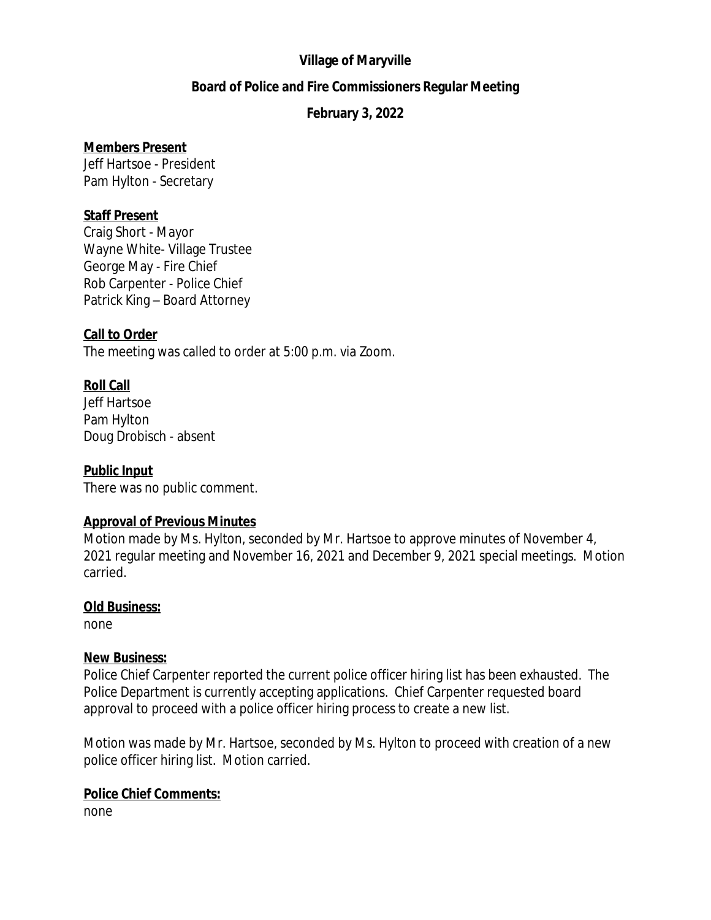**Village of Maryville**

**Board of Police and Fire Commissioners Regular Meeting**

**February 3, 2022**

**Members Present**

Jeff Hartsoe - President
Pam Hylton - Secretary

**Staff Present**

Craig Short - Mayor
Wayne White- Village Trustee
George May - Fire Chief
Rob Carpenter - Police Chief
Patrick King – Board Attorney

**Call to Order**

The meeting was called to order at 5:00 p.m. via Zoom.

**Roll Call**

Jeff Hartsoe
Pam Hylton
Doug Drobisch - absent

**Public Input**

There was no public comment.

**Approval of Previous Minutes**

Motion made by Ms. Hylton, seconded by Mr. Hartsoe to approve minutes of November 4, 2021 regular meeting and November 16, 2021 and December 9, 2021 special meetings. Motion carried.

**Old Business:**

none

**New Business:**

Police Chief Carpenter reported the current police officer hiring list has been exhausted. The Police Department is currently accepting applications. Chief Carpenter requested board approval to proceed with a police officer hiring process to create a new list.

Motion was made by Mr. Hartsoe, seconded by Ms. Hylton to proceed with creation of a new police officer hiring list. Motion carried.

**Police Chief Comments:**

none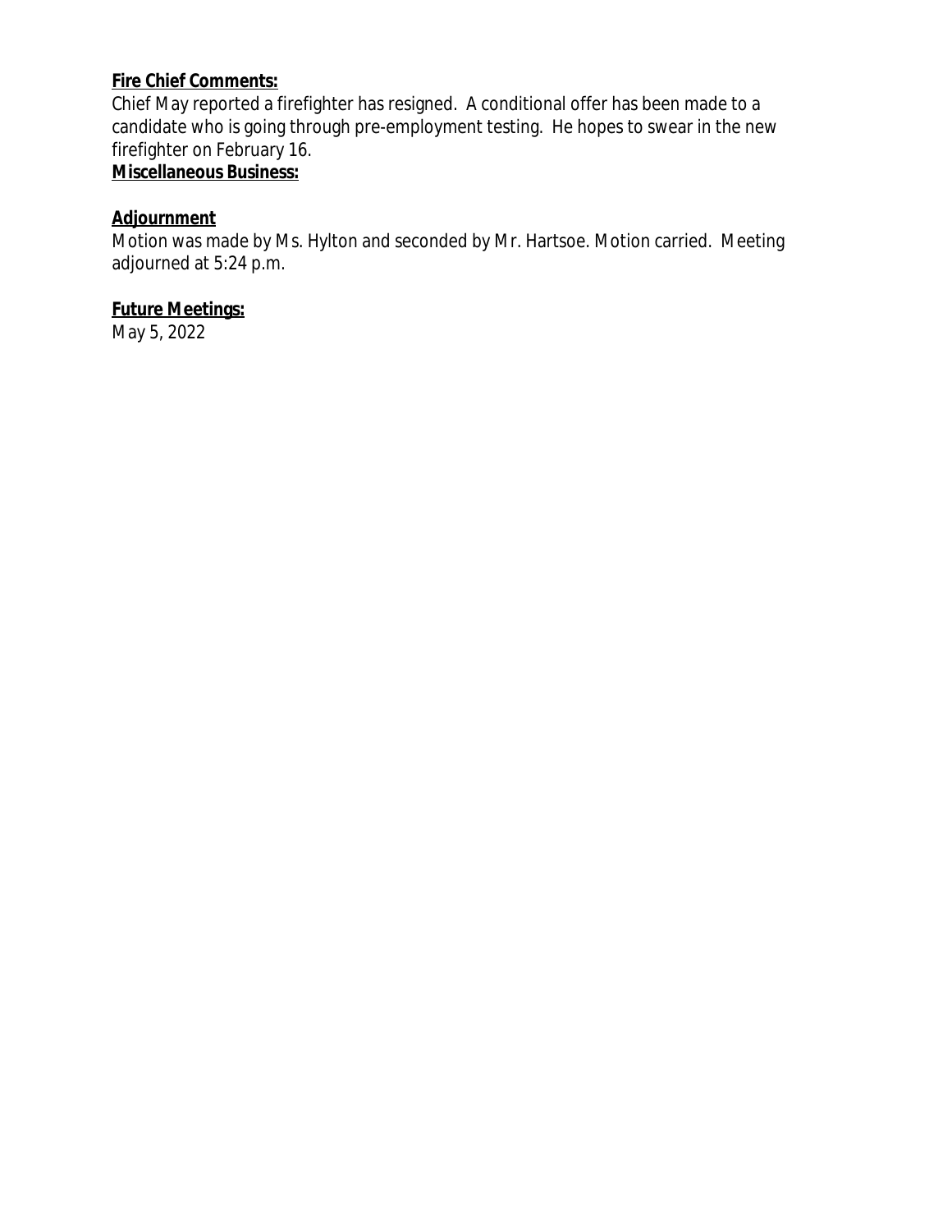**Fire Chief Comments:**

Chief May reported a firefighter has resigned. A conditional offer has been made to a candidate who is going through pre-employment testing. He hopes to swear in the new firefighter on February 16.

**Miscellaneous Business:**

**Adjournment**

Motion was made by Ms. Hylton and seconded by Mr. Hartsoe. Motion carried. Meeting adjourned at 5:24 p.m.

**Future Meetings:**

May 5, 2022